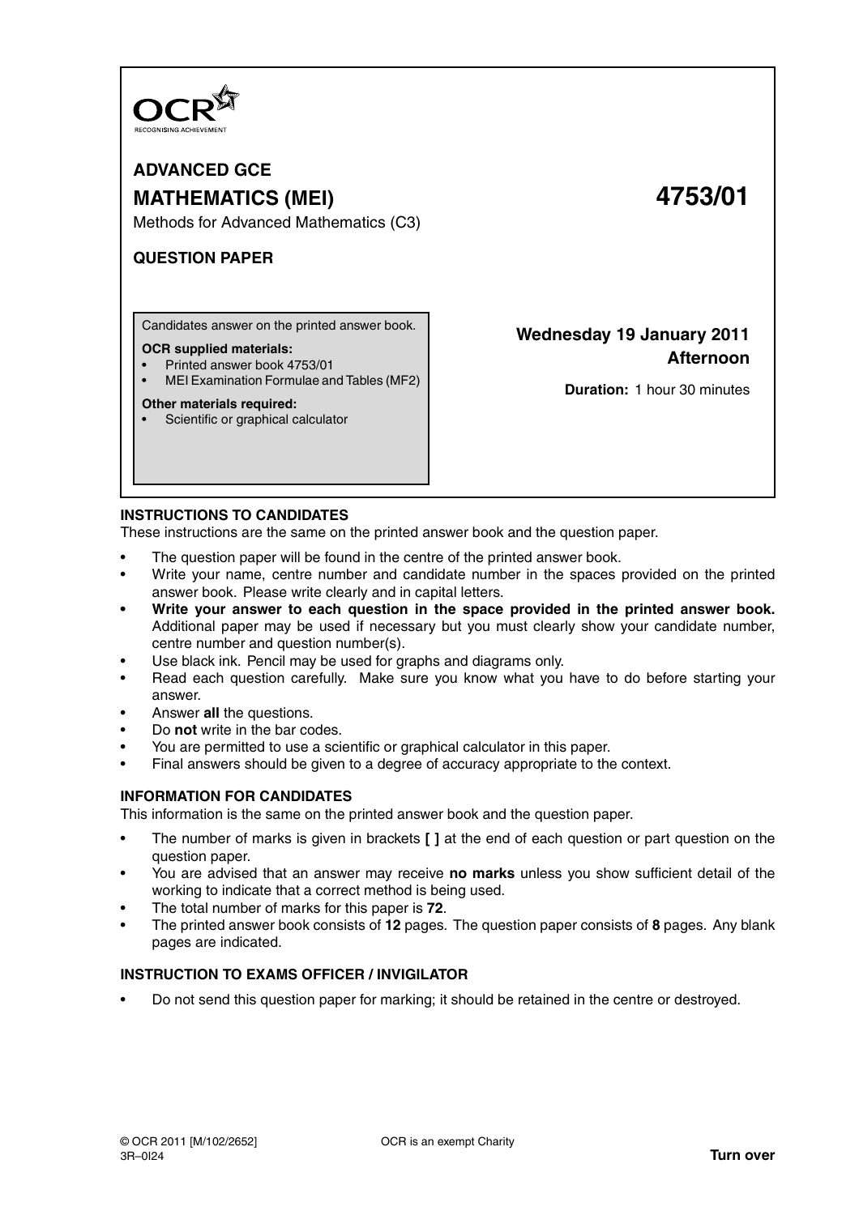OCR
RECOGNISING ACHIEVEMENT

**ADVANCED GCE**

**MATHEMATICS (MEI)** **4753/01**

Methods for Advanced Mathematics (C3)

**QUESTION PAPER**

Candidates answer on the printed answer book.

**OCR supplied materials:**
- Printed answer book 4753/01
- MEI Examination Formulae and Tables (MF2)

**Other materials required:**
- Scientific or graphical calculator

**Wednesday 19 January 2011**
**Afternoon**

**Duration:** 1 hour 30 minutes

**INSTRUCTIONS TO CANDIDATES**

These instructions are the same on the printed answer book and the question paper.

- The question paper will be found in the centre of the printed answer book.
- Write your name, centre number and candidate number in the spaces provided on the printed answer book. Please write clearly and in capital letters.
- **Write your answer to each question in the space provided in the printed answer book.** Additional paper may be used if necessary but you must clearly show your candidate number, centre number and question number(s).
- Use black ink. Pencil may be used for graphs and diagrams only.
- Read each question carefully. Make sure you know what you have to do before starting your answer.
- Answer **all** the questions.
- Do **not** write in the bar codes.
- You are permitted to use a scientific or graphical calculator in this paper.
- Final answers should be given to a degree of accuracy appropriate to the context.

**INFORMATION FOR CANDIDATES**

This information is the same on the printed answer book and the question paper.

- The number of marks is given in brackets **[ ]** at the end of each question or part question on the question paper.
- You are advised that an answer may receive **no marks** unless you show sufficient detail of the working to indicate that a correct method is being used.
- The total number of marks for this paper is **72**.
- The printed answer book consists of **12** pages. The question paper consists of **8** pages. Any blank pages are indicated.

**INSTRUCTION TO EXAMS OFFICER / INVIGILATOR**

- Do not send this question paper for marking; it should be retained in the centre or destroyed.

© OCR 2011 [M/102/2652] OCR is an exempt Charity
3R–0I24 **Turn over**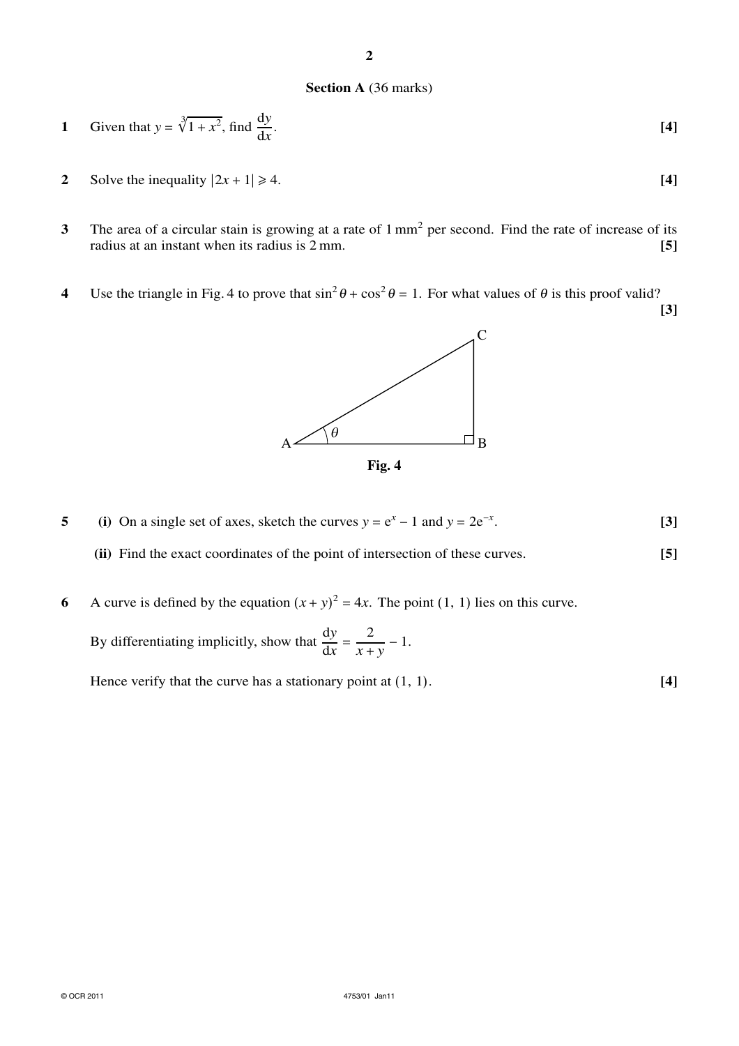## Section A (36 marks)

**1** Given that $y = \sqrt[3]{1 + x^2}$, find $\dfrac{dy}{dx}$. **[4]**

**2** Solve the inequality $|2x + 1| \geqslant 4$. **[4]**

**3** The area of a circular stain is growing at a rate of $1\,\text{mm}^2$ per second. Find the rate of increase of its radius at an instant when its radius is $2\,\text{mm}$. **[5]**

**4** Use the triangle in Fig. 4 to prove that $\sin^2\theta + \cos^2\theta = 1$. For what values of $\theta$ is this proof valid? **[3]**

**Fig. 4**

**5** **(i)** On a single set of axes, sketch the curves $y = e^x - 1$ and $y = 2e^{-x}$. **[3]**

**(ii)** Find the exact coordinates of the point of intersection of these curves. **[5]**

**6** A curve is defined by the equation $(x + y)^2 = 4x$. The point $(1, 1)$ lies on this curve.

By differentiating implicitly, show that $\dfrac{dy}{dx} = \dfrac{2}{x + y} - 1$.

Hence verify that the curve has a stationary point at $(1, 1)$. **[4]**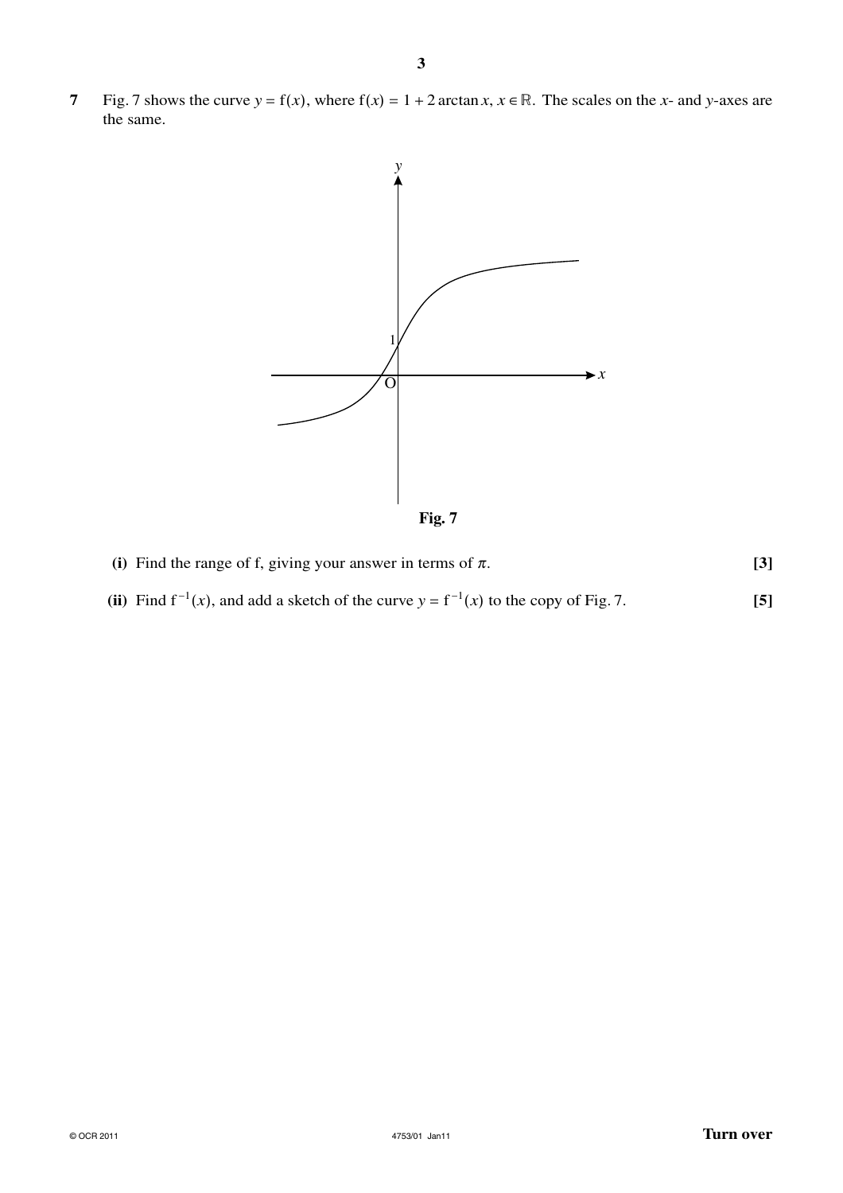**7** Fig. 7 shows the curve $y = \mathrm{f}(x)$, where $\mathrm{f}(x) = 1 + 2\arctan x$, $x \in \mathbb{R}$. The scales on the $x$- and $y$-axes are the same.

**Fig. 7**

**(i)** Find the range of f, giving your answer in terms of $\pi$. **[3]**

**(ii)** Find $\mathrm{f}^{-1}(x)$, and add a sketch of the curve $y = \mathrm{f}^{-1}(x)$ to the copy of Fig. 7. **[5]**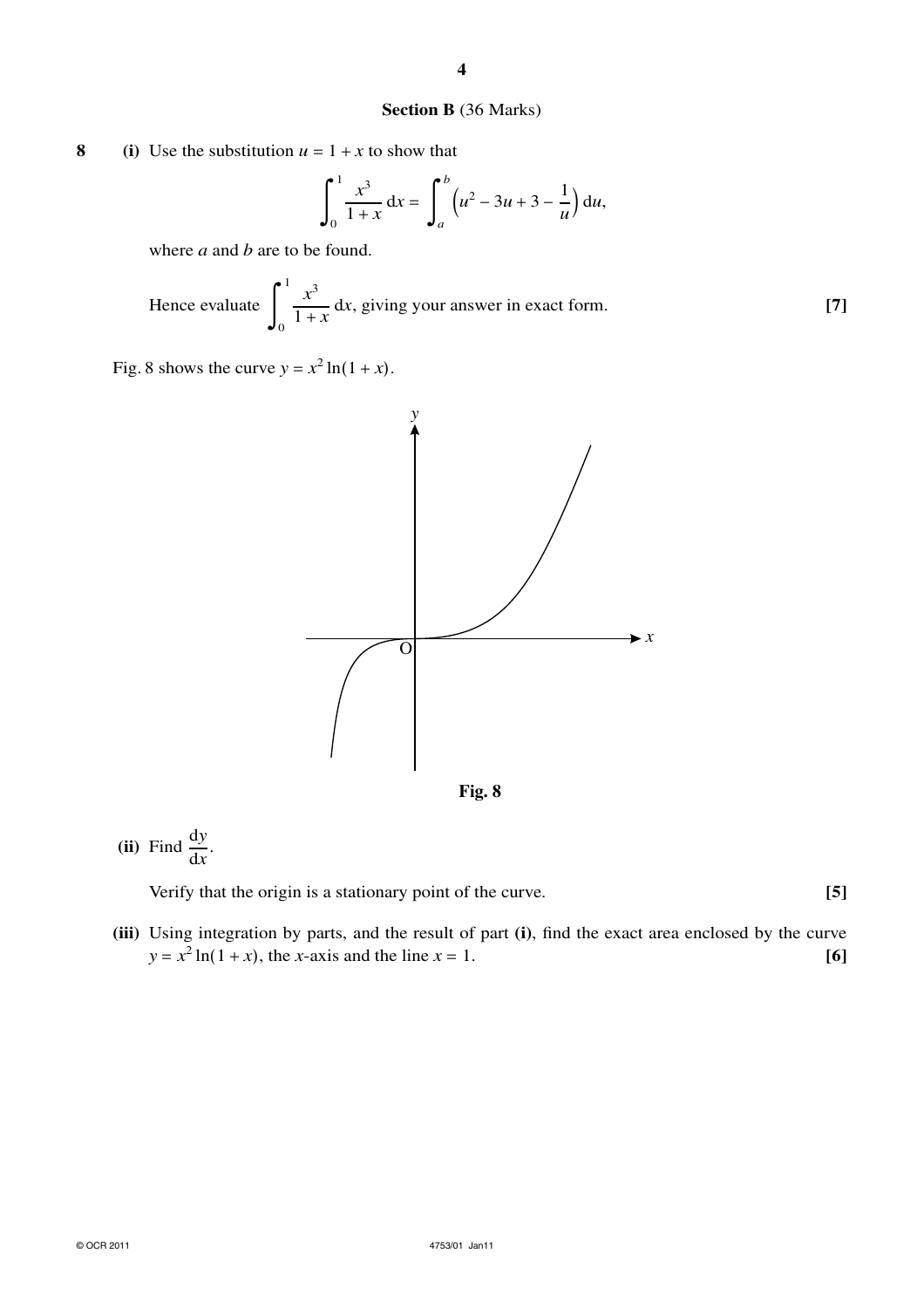## Section B (36 Marks)

**8** **(i)** Use the substitution $u = 1 + x$ to show that

$$\int_0^1 \frac{x^3}{1+x}\,\mathrm{d}x = \int_a^b \left(u^2 - 3u + 3 - \frac{1}{u}\right)\mathrm{d}u,$$

where $a$ and $b$ are to be found.

Hence evaluate $\displaystyle\int_0^1 \frac{x^3}{1+x}\,\mathrm{d}x$, giving your answer in exact form. **[7]**

Fig. 8 shows the curve $y = x^2 \ln(1 + x)$.

**Fig. 8**

**(ii)** Find $\dfrac{\mathrm{d}y}{\mathrm{d}x}$.

Verify that the origin is a stationary point of the curve. **[5]**

**(iii)** Using integration by parts, and the result of part **(i)**, find the exact area enclosed by the curve $y = x^2 \ln(1 + x)$, the $x$-axis and the line $x = 1$. **[6]**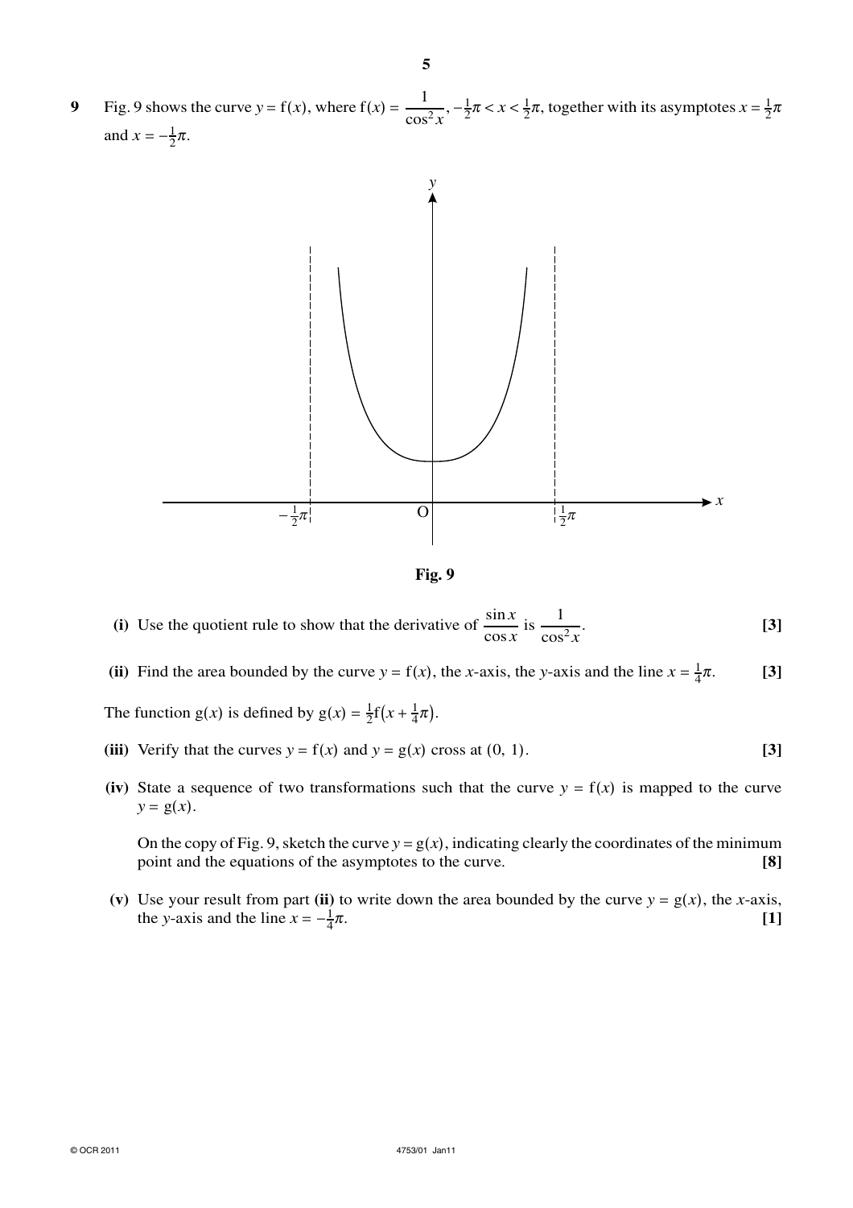**9** Fig. 9 shows the curve $y = \mathrm{f}(x)$, where $\mathrm{f}(x) = \dfrac{1}{\cos^2 x}$, $-\frac{1}{2}\pi < x < \frac{1}{2}\pi$, together with its asymptotes $x = \frac{1}{2}\pi$ and $x = -\frac{1}{2}\pi$.

**Fig. 9**

**(i)** Use the quotient rule to show that the derivative of $\dfrac{\sin x}{\cos x}$ is $\dfrac{1}{\cos^2 x}$. **[3]**

**(ii)** Find the area bounded by the curve $y = \mathrm{f}(x)$, the $x$-axis, the $y$-axis and the line $x = \frac{1}{4}\pi$. **[3]**

The function $\mathrm{g}(x)$ is defined by $\mathrm{g}(x) = \frac{1}{2}\mathrm{f}\left(x + \frac{1}{4}\pi\right)$.

**(iii)** Verify that the curves $y = \mathrm{f}(x)$ and $y = \mathrm{g}(x)$ cross at $(0, 1)$. **[3]**

**(iv)** State a sequence of two transformations such that the curve $y = \mathrm{f}(x)$ is mapped to the curve $y = \mathrm{g}(x)$.

On the copy of Fig. 9, sketch the curve $y = \mathrm{g}(x)$, indicating clearly the coordinates of the minimum point and the equations of the asymptotes to the curve. **[8]**

**(v)** Use your result from part **(ii)** to write down the area bounded by the curve $y = \mathrm{g}(x)$, the $x$-axis, the $y$-axis and the line $x = -\frac{1}{4}\pi$. **[1]**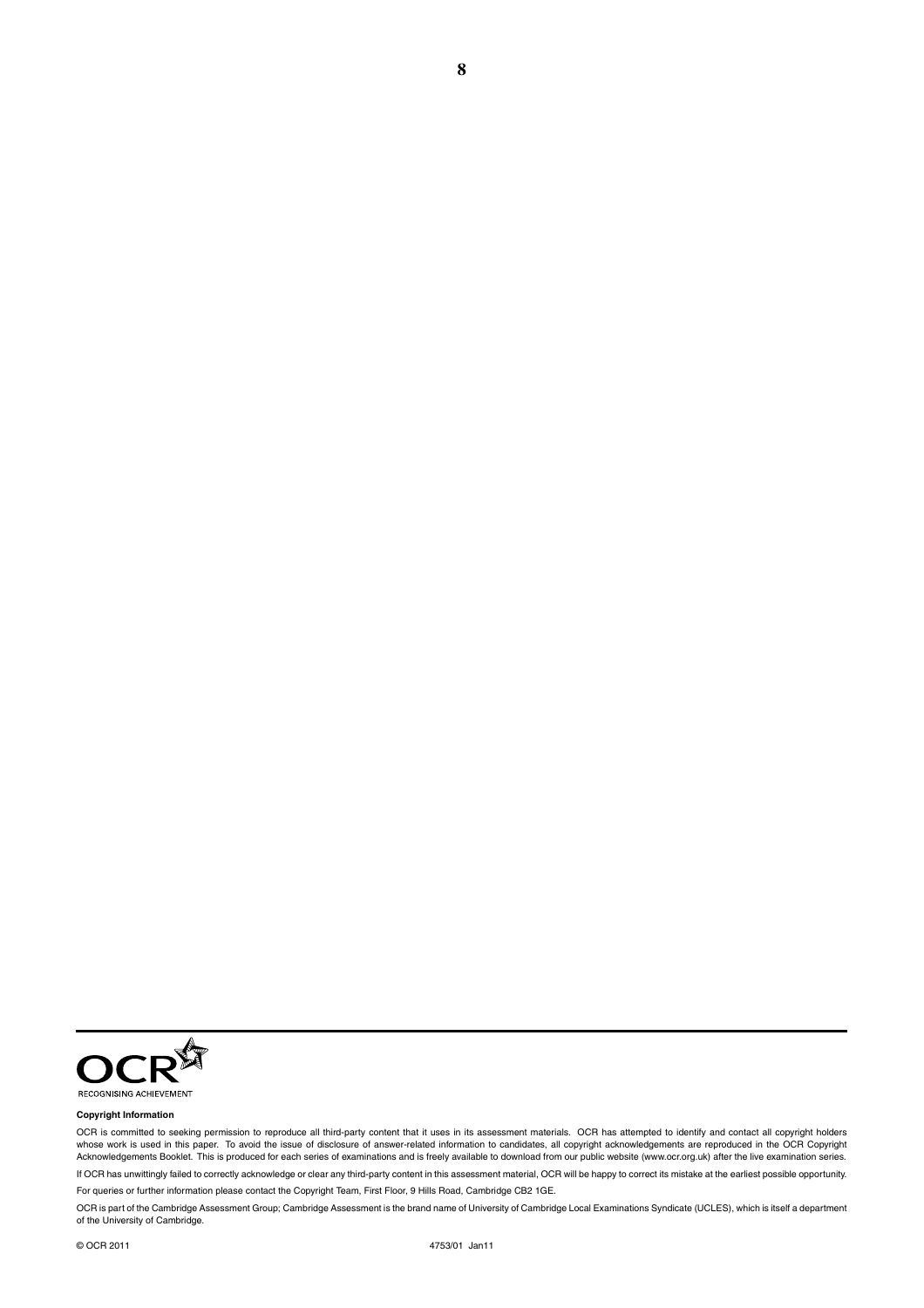**Copyright Information**

OCR is committed to seeking permission to reproduce all third-party content that it uses in its assessment materials. OCR has attempted to identify and contact all copyright holders whose work is used in this paper. To avoid the issue of disclosure of answer-related information to candidates, all copyright acknowledgements are reproduced in the OCR Copyright Acknowledgements Booklet. This is produced for each series of examinations and is freely available to download from our public website (www.ocr.org.uk) after the live examination series.

If OCR has unwittingly failed to correctly acknowledge or clear any third-party content in this assessment material, OCR will be happy to correct its mistake at the earliest possible opportunity.

For queries or further information please contact the Copyright Team, First Floor, 9 Hills Road, Cambridge CB2 1GE.

OCR is part of the Cambridge Assessment Group; Cambridge Assessment is the brand name of University of Cambridge Local Examinations Syndicate (UCLES), which is itself a department of the University of Cambridge.

© OCR 2011 4753/01 Jan11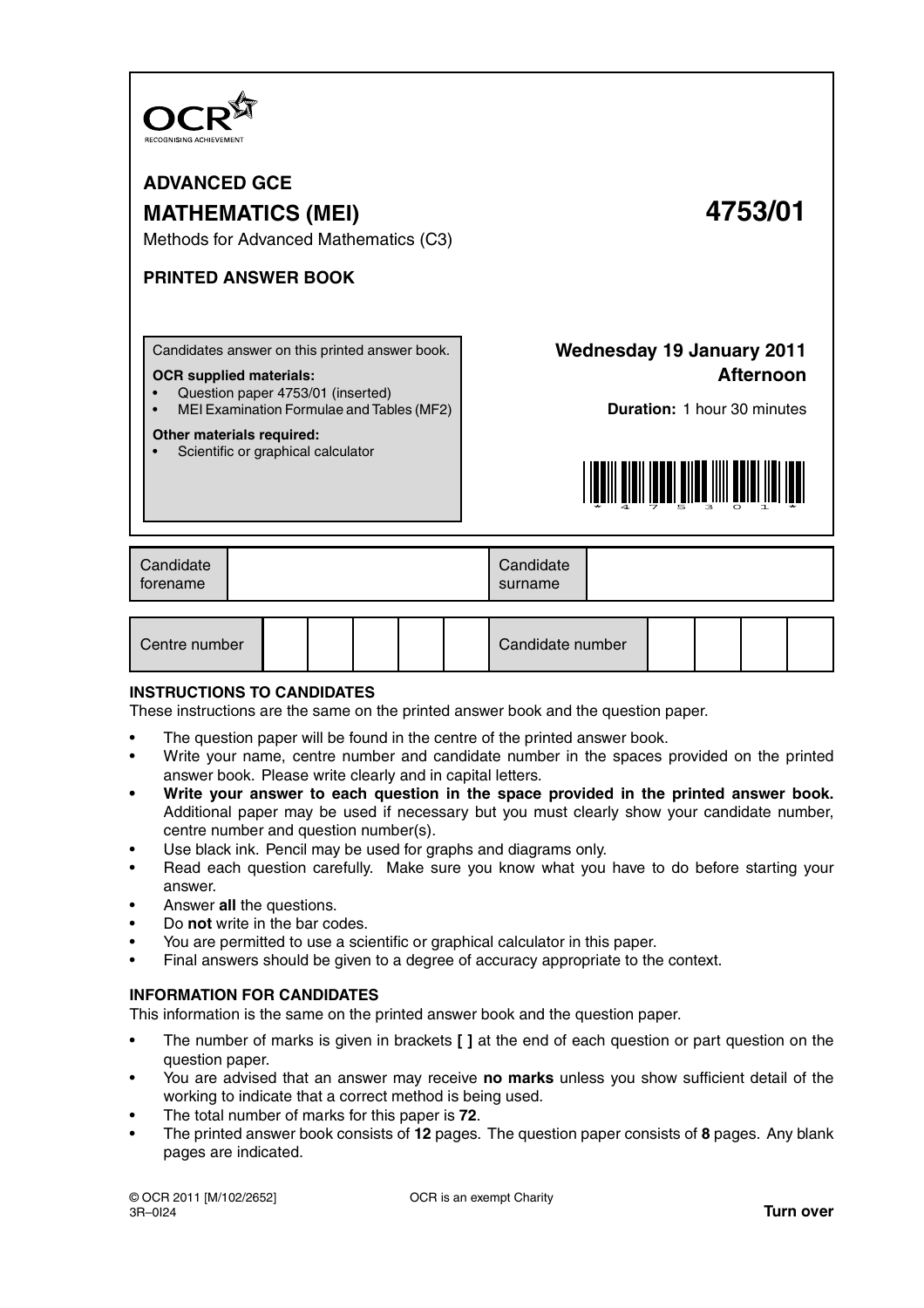**ADVANCED GCE**

**MATHEMATICS (MEI)** **4753/01**

Methods for Advanced Mathematics (C3)

**PRINTED ANSWER BOOK**

Candidates answer on this printed answer book.

**OCR supplied materials:**

- Question paper 4753/01 (inserted)
- MEI Examination Formulae and Tables (MF2)

**Other materials required:**

- Scientific or graphical calculator

**Wednesday 19 January 2011**
**Afternoon**

**Duration:** 1 hour 30 minutes

| Candidate forename | | Candidate surname | |
|---|---|---|---|

| Centre number | | | | | | Candidate number | | | | |
|---|---|---|---|---|---|---|---|---|---|---|

**INSTRUCTIONS TO CANDIDATES**

These instructions are the same on the printed answer book and the question paper.

- The question paper will be found in the centre of the printed answer book.
- Write your name, centre number and candidate number in the spaces provided on the printed answer book. Please write clearly and in capital letters.
- **Write your answer to each question in the space provided in the printed answer book.** Additional paper may be used if necessary but you must clearly show your candidate number, centre number and question number(s).
- Use black ink. Pencil may be used for graphs and diagrams only.
- Read each question carefully. Make sure you know what you have to do before starting your answer.
- Answer **all** the questions.
- Do **not** write in the bar codes.
- You are permitted to use a scientific or graphical calculator in this paper.
- Final answers should be given to a degree of accuracy appropriate to the context.

**INFORMATION FOR CANDIDATES**

This information is the same on the printed answer book and the question paper.

- The number of marks is given in brackets **[ ]** at the end of each question or part question on the question paper.
- You are advised that an answer may receive **no marks** unless you show sufficient detail of the working to indicate that a correct method is being used.
- The total number of marks for this paper is **72**.
- The printed answer book consists of **12** pages. The question paper consists of **8** pages. Any blank pages are indicated.

© OCR 2011 [M/102/2652]
3R–0I24

OCR is an exempt Charity

**Turn over**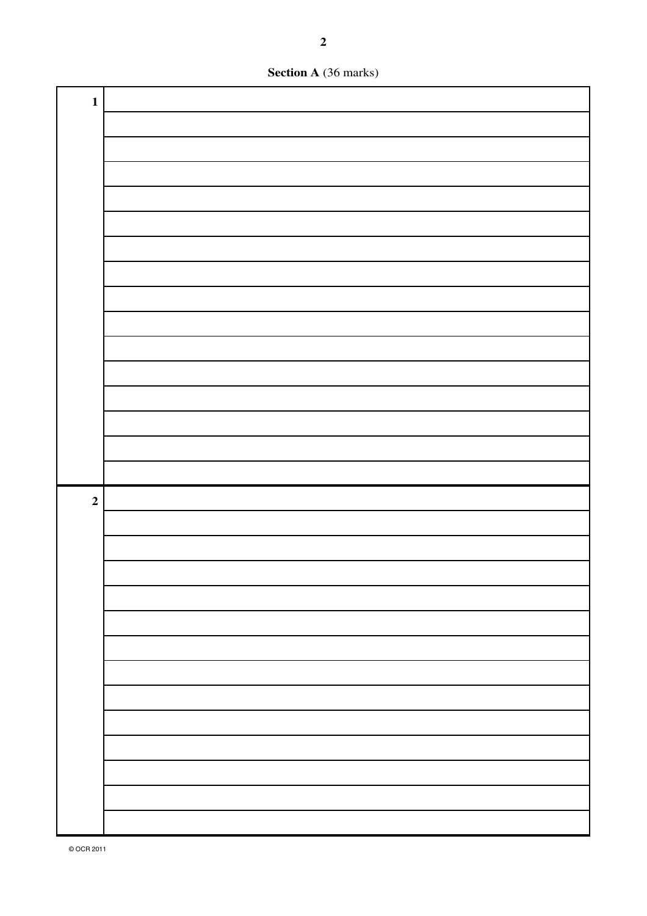**Section A** (36 marks)

| | |
|---|---|
| **1** | |
| | |
| | |
| | |
| | |
| | |
| | |
| | |
| | |
| | |
| | |
| | |
| | |
| | |
| | |
| | |
| **2** | |
| | |
| | |
| | |
| | |
| | |
| | |
| | |
| | |
| | |
| | |
| | |
| | |
| | |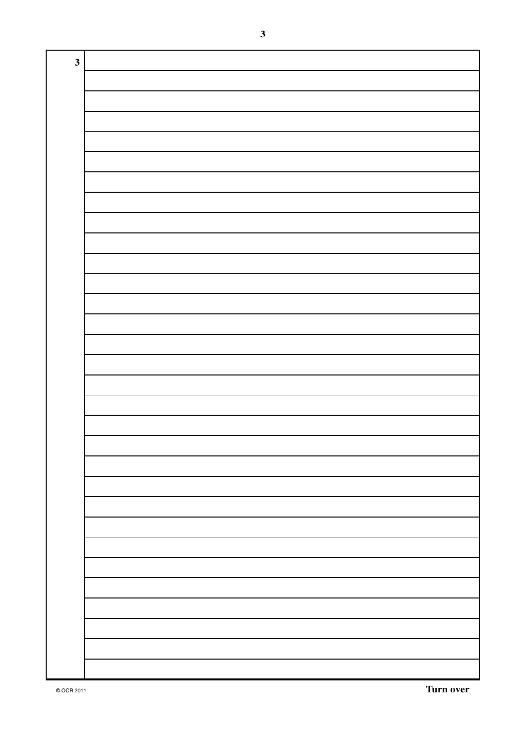3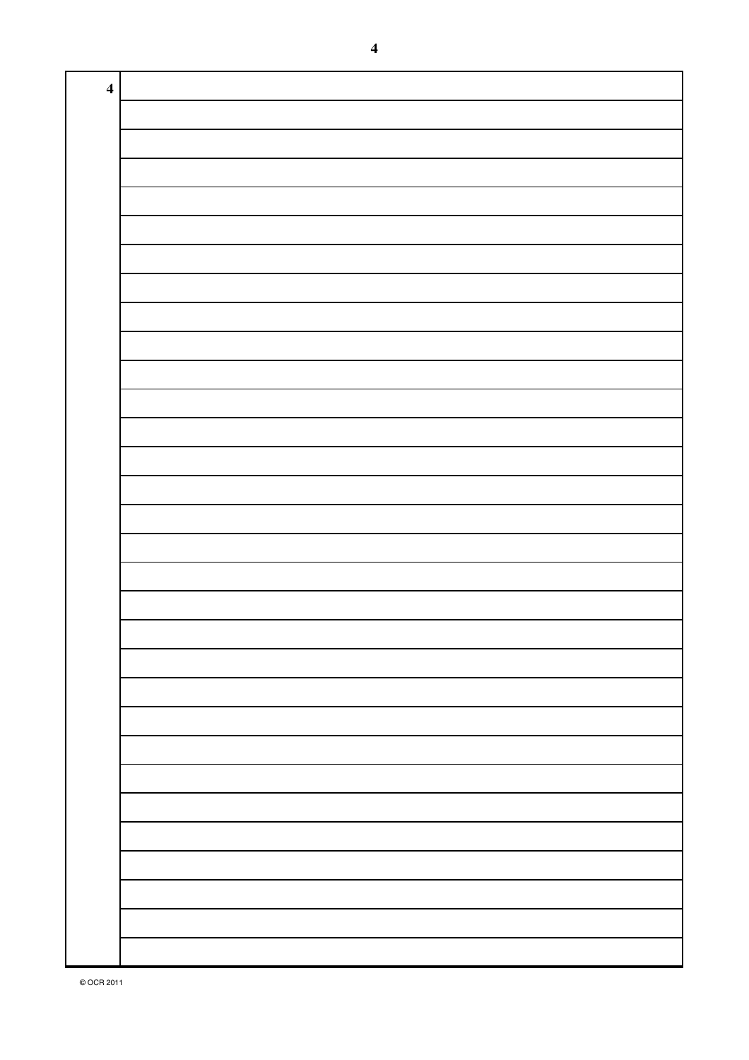4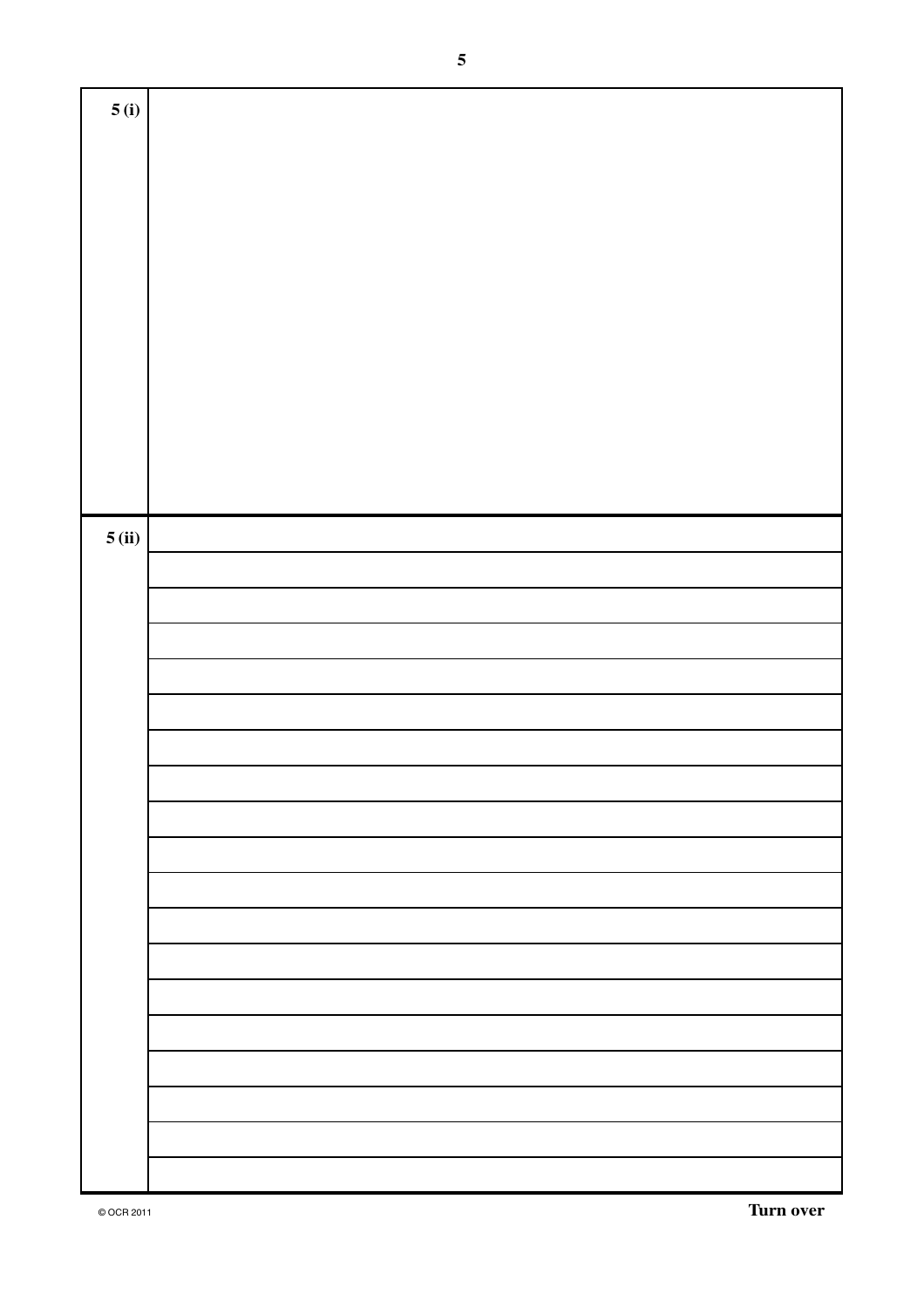| | |
|---|---|
| 5 (i) | |
| 5 (ii) | |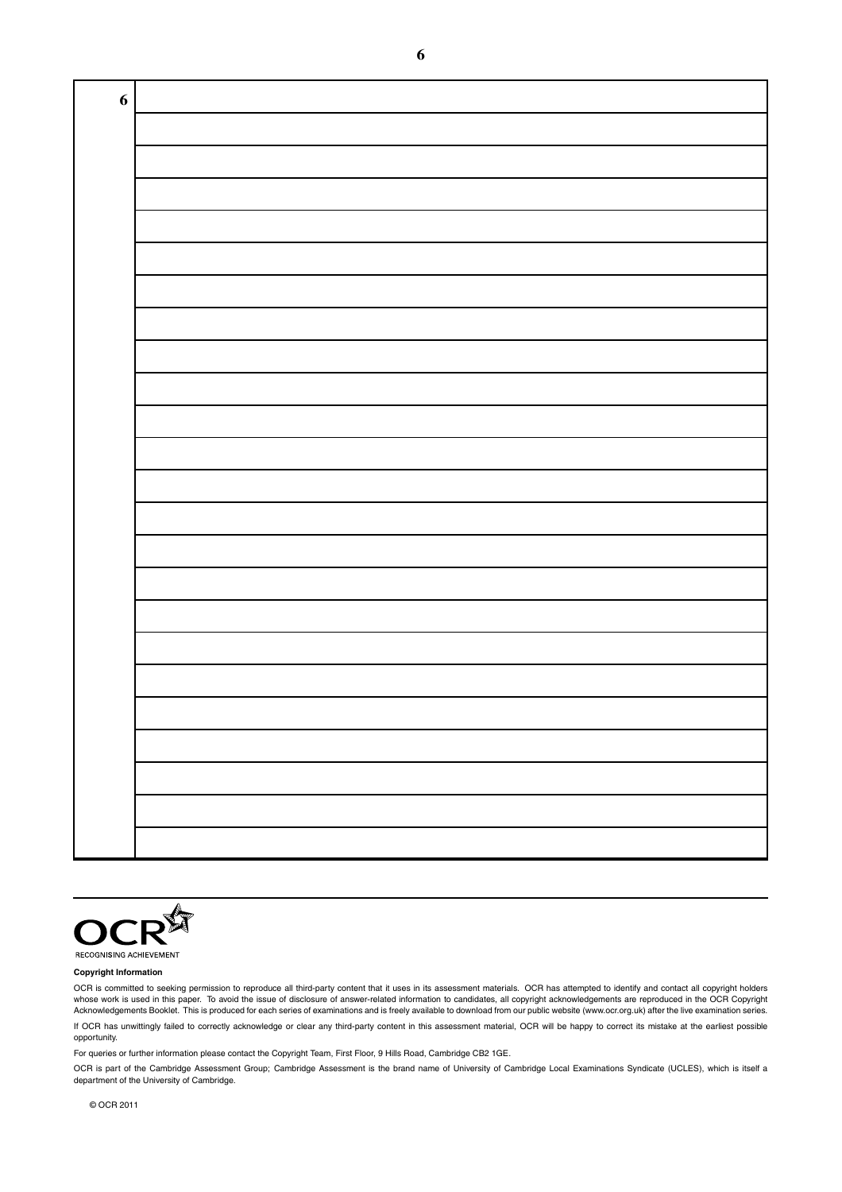6

![OCR logo]

RECOGNISING ACHIEVEMENT

**Copyright Information**

OCR is committed to seeking permission to reproduce all third-party content that it uses in its assessment materials. OCR has attempted to identify and contact all copyright holders whose work is used in this paper. To avoid the issue of disclosure of answer-related information to candidates, all copyright acknowledgements are reproduced in the OCR Copyright Acknowledgements Booklet. This is produced for each series of examinations and is freely available to download from our public website (www.ocr.org.uk) after the live examination series.

If OCR has unwittingly failed to correctly acknowledge or clear any third-party content in this assessment material, OCR will be happy to correct its mistake at the earliest possible opportunity.

For queries or further information please contact the Copyright Team, First Floor, 9 Hills Road, Cambridge CB2 1GE.

OCR is part of the Cambridge Assessment Group; Cambridge Assessment is the brand name of University of Cambridge Local Examinations Syndicate (UCLES), which is itself a department of the University of Cambridge.

© OCR 2011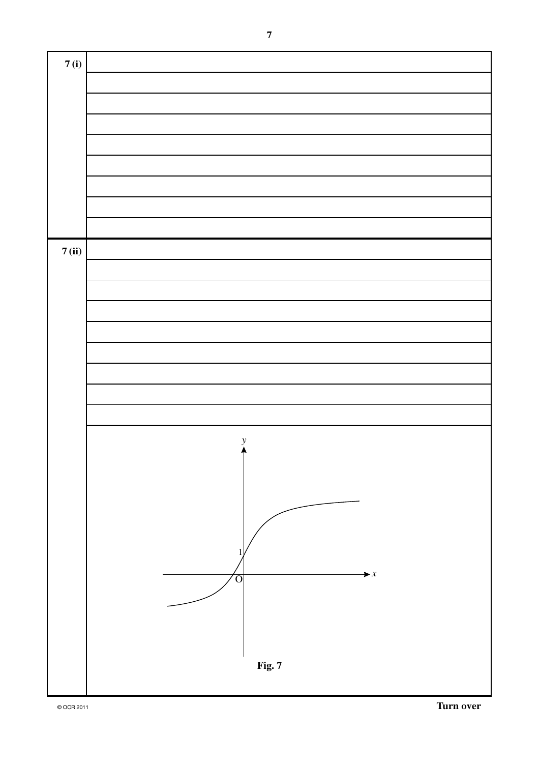**7 (i)**

**7 (ii)**

**Fig. 7**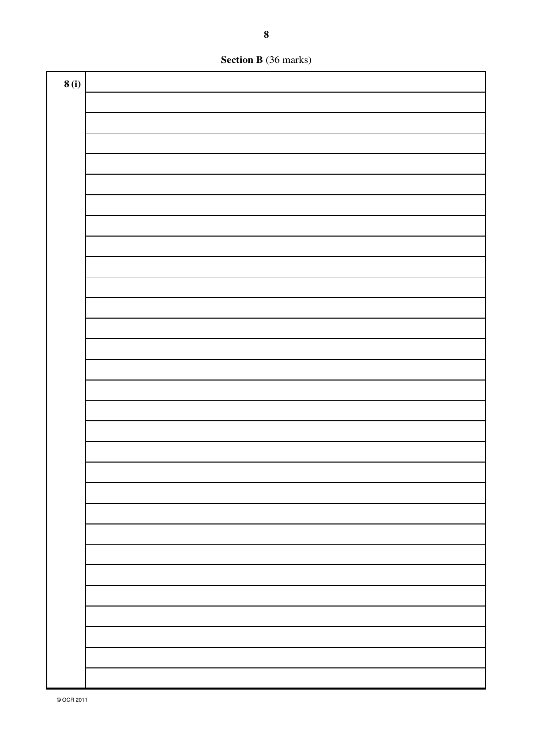**Section B** (36 marks)

**8 (i)**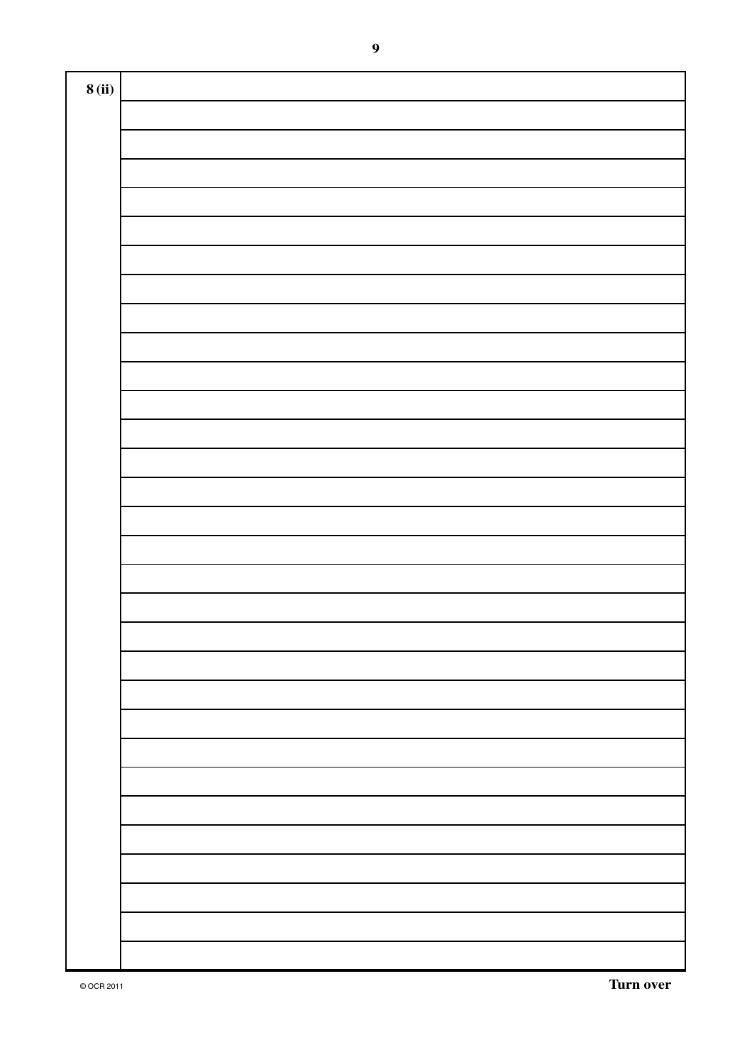8 (ii)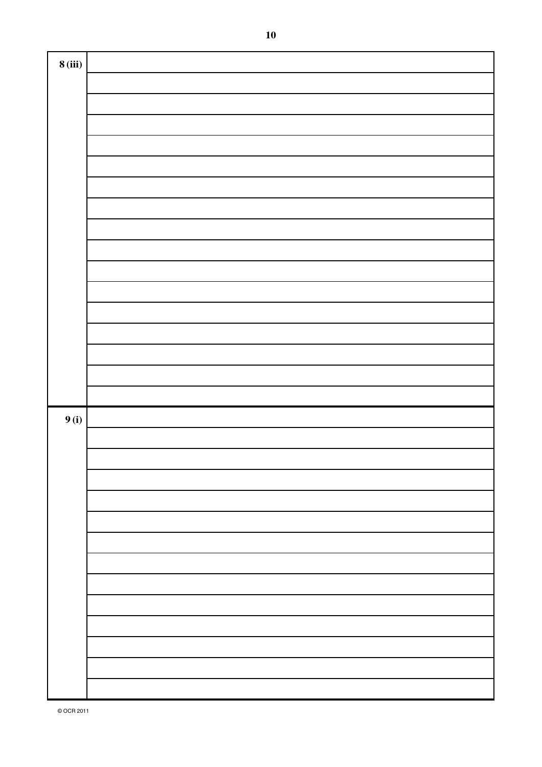| | |
|---|---|
| **8 (iii)** | |
| | |
| | |
| | |
| | |
| | |
| | |
| | |
| | |
| | |
| | |
| | |
| | |
| | |
| | |
| | |
| | |
| **9 (i)** | |
| | |
| | |
| | |
| | |
| | |
| | |
| | |
| | |
| | |
| | |
| | |
| | |
| | |

© OCR 2011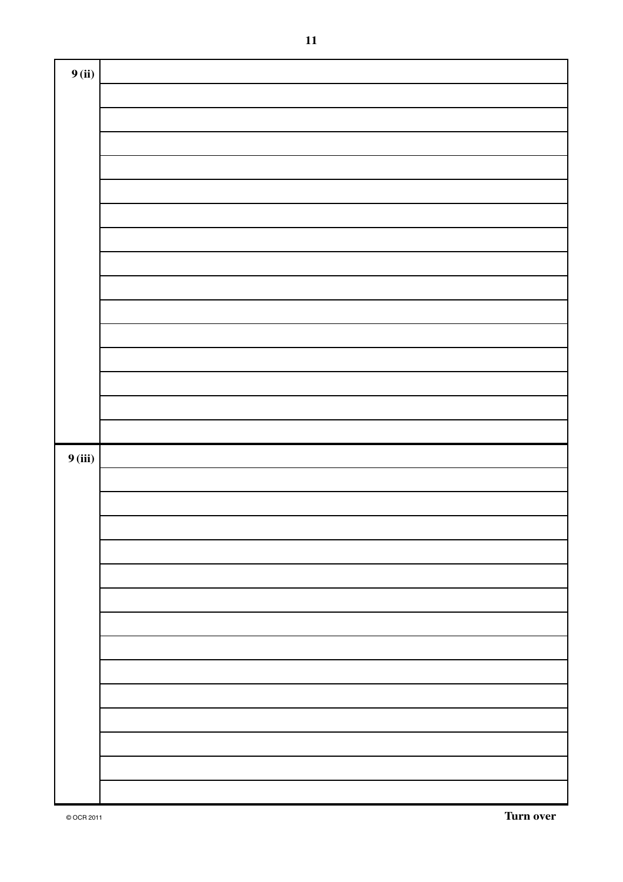9 (ii)

9 (iii)

Turn over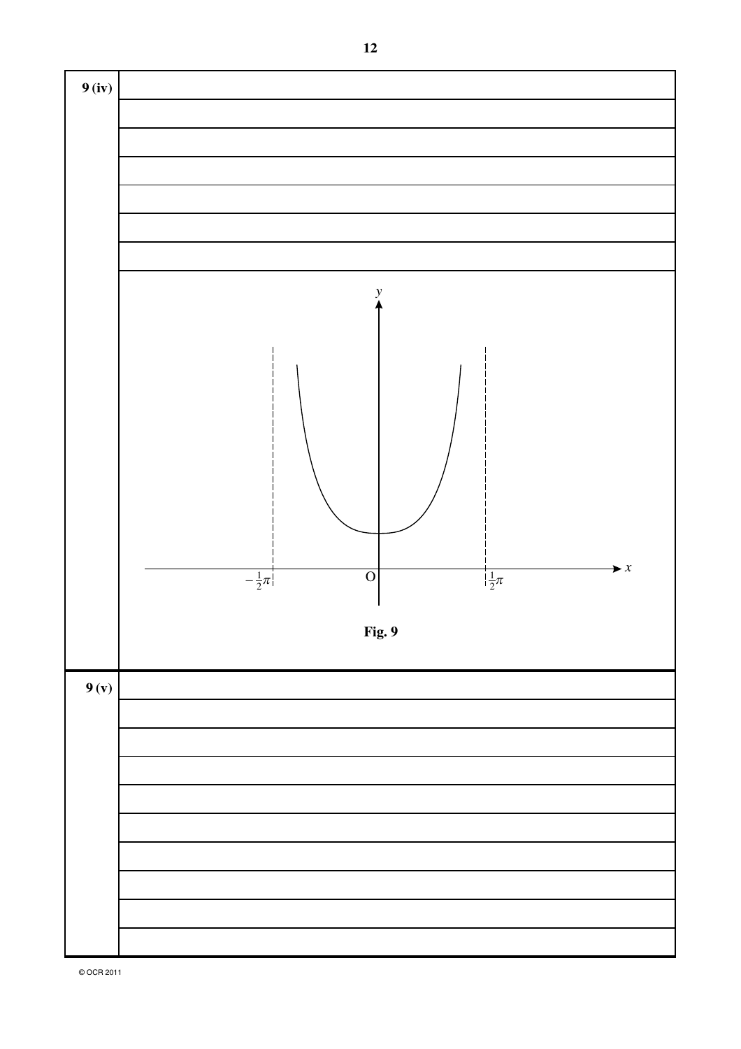**9 (iv)**

y

x

$-\frac{1}{2}\pi$

O

$\frac{1}{2}\pi$

**Fig. 9**

**9 (v)**